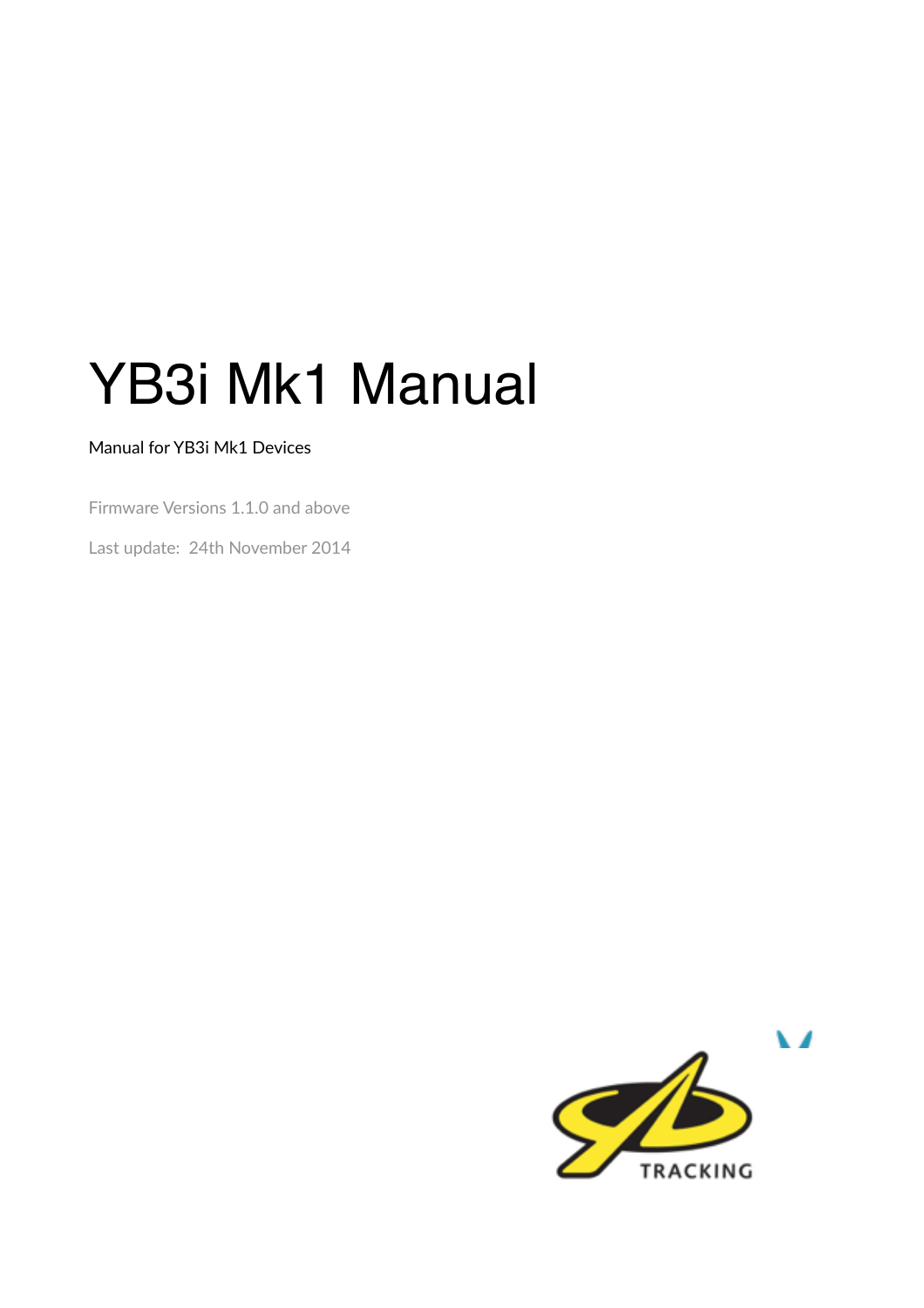# YB3i Mk1 Manual

Manual for YB3i Mk1 Devices

Firmware Versions 1.1.0 and above

Last update: 24th November 2014

TRACKING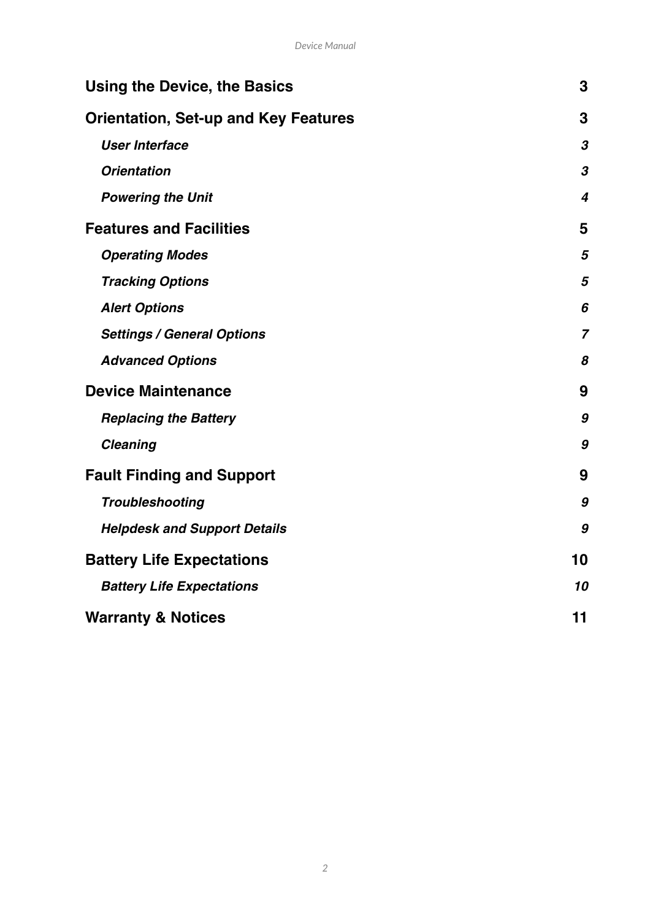| | |
|---|---|
| **Using the Device, the Basics** | **3** |
| **Orientation, Set-up and Key Features** | **3** |
| ***User Interface*** | ***3*** |
| ***Orientation*** | ***3*** |
| ***Powering the Unit*** | ***4*** |
| **Features and Facilities** | **5** |
| ***Operating Modes*** | ***5*** |
| ***Tracking Options*** | ***5*** |
| ***Alert Options*** | ***6*** |
| ***Settings / General Options*** | ***7*** |
| ***Advanced Options*** | ***8*** |
| **Device Maintenance** | **9** |
| ***Replacing the Battery*** | ***9*** |
| ***Cleaning*** | ***9*** |
| **Fault Finding and Support** | **9** |
| ***Troubleshooting*** | ***9*** |
| ***Helpdesk and Support Details*** | ***9*** |
| **Battery Life Expectations** | **10** |
| ***Battery Life Expectations*** | ***10*** |
| **Warranty & Notices** | **11** |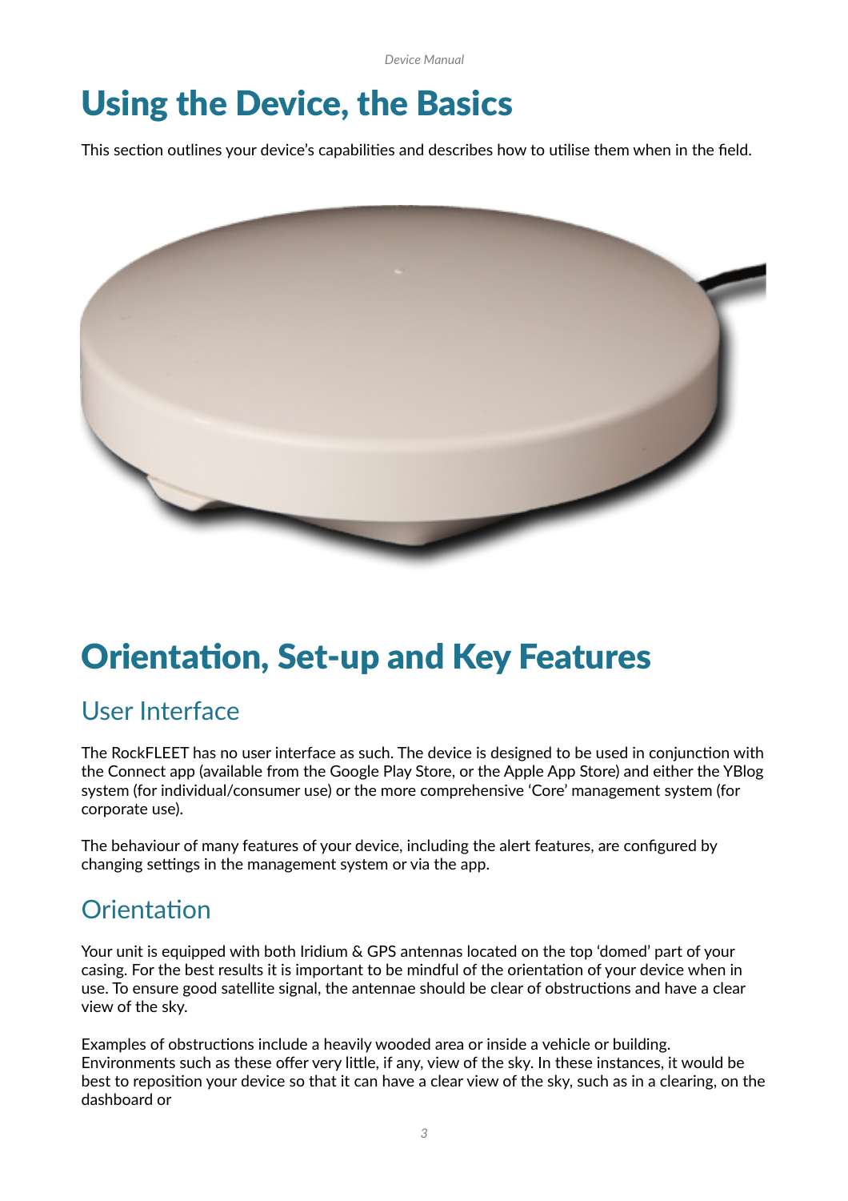# Using the Device, the Basics

This section outlines your device's capabilities and describes how to utilise them when in the field.

# Orientation, Set-up and Key Features

## User Interface

The RockFLEET has no user interface as such. The device is designed to be used in conjunction with the Connect app (available from the Google Play Store, or the Apple App Store) and either the YBlog system (for individual/consumer use) or the more comprehensive 'Core' management system (for corporate use).

The behaviour of many features of your device, including the alert features, are configured by changing settings in the management system or via the app.

## Orientation

Your unit is equipped with both Iridium & GPS antennas located on the top 'domed' part of your casing. For the best results it is important to be mindful of the orientation of your device when in use. To ensure good satellite signal, the antennae should be clear of obstructions and have a clear view of the sky.

Examples of obstructions include a heavily wooded area or inside a vehicle or building. Environments such as these offer very little, if any, view of the sky. In these instances, it would be best to reposition your device so that it can have a clear view of the sky, such as in a clearing, on the dashboard or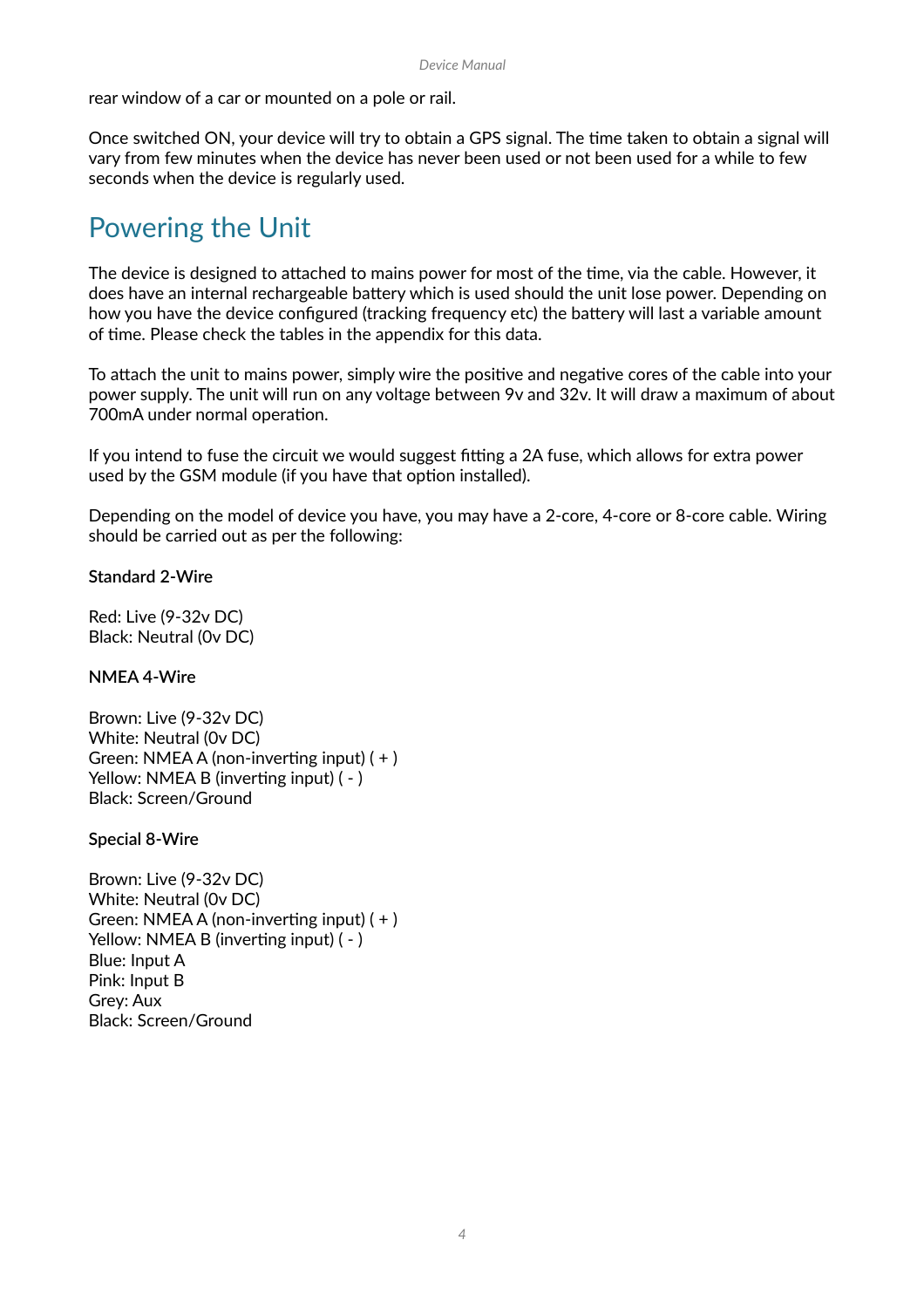rear window of a car or mounted on a pole or rail.

Once switched ON, your device will try to obtain a GPS signal. The time taken to obtain a signal will vary from few minutes when the device has never been used or not been used for a while to few seconds when the device is regularly used.

# Powering the Unit

The device is designed to attached to mains power for most of the time, via the cable. However, it does have an internal rechargeable battery which is used should the unit lose power. Depending on how you have the device configured (tracking frequency etc) the battery will last a variable amount of time. Please check the tables in the appendix for this data.

To attach the unit to mains power, simply wire the positive and negative cores of the cable into your power supply. The unit will run on any voltage between 9v and 32v. It will draw a maximum of about 700mA under normal operation.

If you intend to fuse the circuit we would suggest fitting a 2A fuse, which allows for extra power used by the GSM module (if you have that option installed).

Depending on the model of device you have, you may have a 2-core, 4-core or 8-core cable. Wiring should be carried out as per the following:

**Standard 2-Wire**

Red: Live (9-32v DC)
Black: Neutral (0v DC)

**NMEA 4-Wire**

Brown: Live (9-32v DC)
White: Neutral (0v DC)
Green: NMEA A (non-inverting input) ( + )
Yellow: NMEA B (inverting input) ( - )
Black: Screen/Ground

**Special 8-Wire**

Brown: Live (9-32v DC)
White: Neutral (0v DC)
Green: NMEA A (non-inverting input) ( + )
Yellow: NMEA B (inverting input) ( - )
Blue: Input A
Pink: Input B
Grey: Aux
Black: Screen/Ground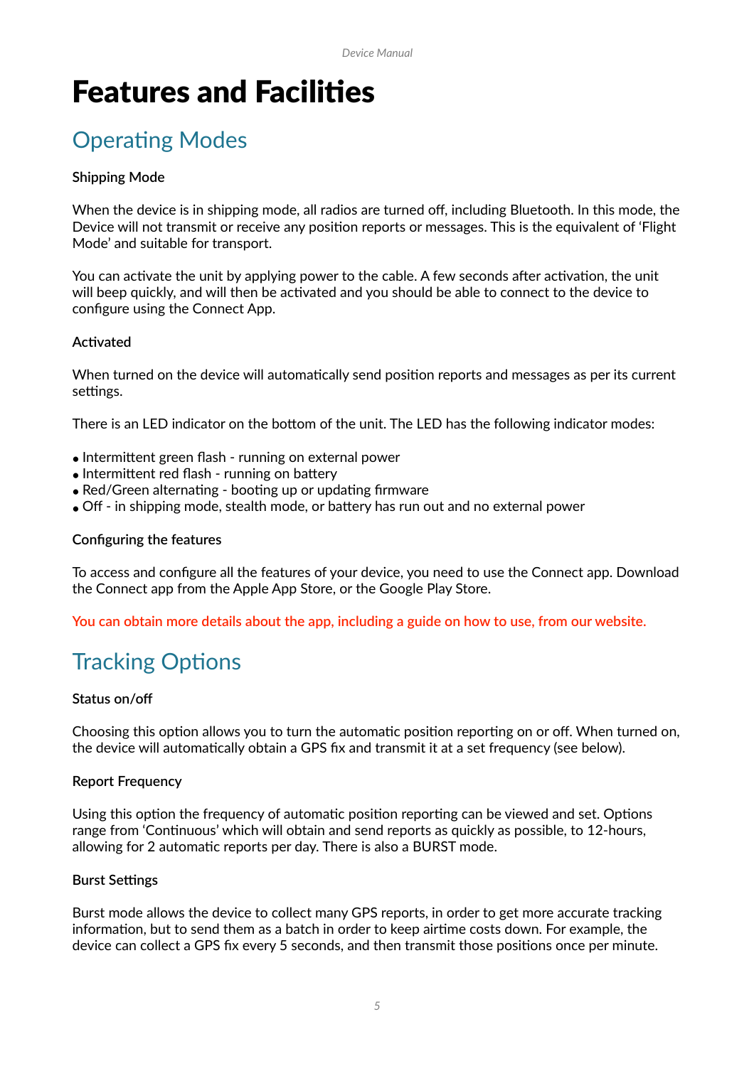# Features and Facilities

## Operating Modes

### Shipping Mode

When the device is in shipping mode, all radios are turned off, including Bluetooth. In this mode, the Device will not transmit or receive any position reports or messages. This is the equivalent of 'Flight Mode' and suitable for transport.

You can activate the unit by applying power to the cable. A few seconds after activation, the unit will beep quickly, and will then be activated and you should be able to connect to the device to configure using the Connect App.

### Activated

When turned on the device will automatically send position reports and messages as per its current settings.

There is an LED indicator on the bottom of the unit. The LED has the following indicator modes:

- Intermittent green flash - running on external power
- Intermittent red flash - running on battery
- Red/Green alternating - booting up or updating firmware
- Off - in shipping mode, stealth mode, or battery has run out and no external power

### Configuring the features

To access and configure all the features of your device, you need to use the Connect app. Download the Connect app from the Apple App Store, or the Google Play Store.

You can obtain more details about the app, including a guide on how to use, from our website.

## Tracking Options

### Status on/off

Choosing this option allows you to turn the automatic position reporting on or off. When turned on, the device will automatically obtain a GPS fix and transmit it at a set frequency (see below).

### Report Frequency

Using this option the frequency of automatic position reporting can be viewed and set. Options range from 'Continuous' which will obtain and send reports as quickly as possible, to 12-hours, allowing for 2 automatic reports per day. There is also a BURST mode.

### Burst Settings

Burst mode allows the device to collect many GPS reports, in order to get more accurate tracking information, but to send them as a batch in order to keep airtime costs down. For example, the device can collect a GPS fix every 5 seconds, and then transmit those positions once per minute.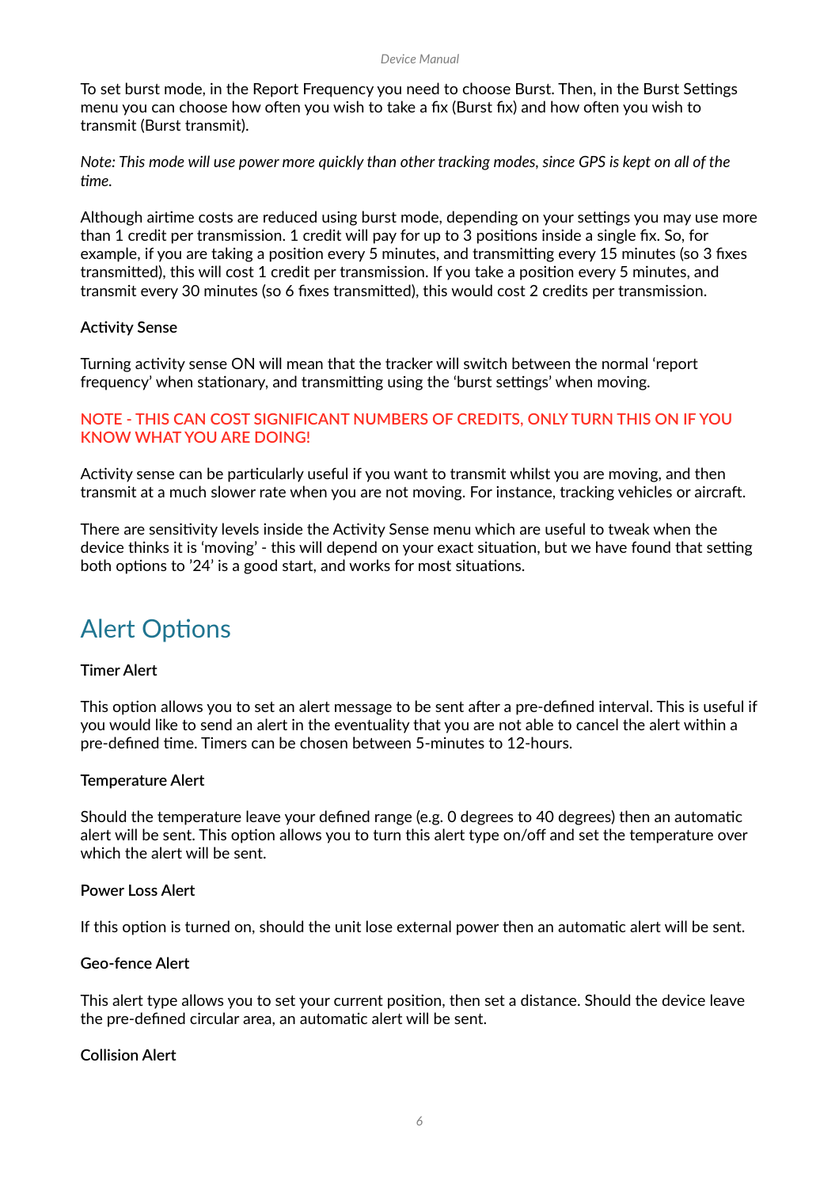To set burst mode, in the Report Frequency you need to choose Burst. Then, in the Burst Settings menu you can choose how often you wish to take a fix (Burst fix) and how often you wish to transmit (Burst transmit).

*Note: This mode will use power more quickly than other tracking modes, since GPS is kept on all of the time.*

Although airtime costs are reduced using burst mode, depending on your settings you may use more than 1 credit per transmission. 1 credit will pay for up to 3 positions inside a single fix. So, for example, if you are taking a position every 5 minutes, and transmitting every 15 minutes (so 3 fixes transmitted), this will cost 1 credit per transmission. If you take a position every 5 minutes, and transmit every 30 minutes (so 6 fixes transmitted), this would cost 2 credits per transmission.

**Activity Sense**

Turning activity sense ON will mean that the tracker will switch between the normal 'report frequency' when stationary, and transmitting using the 'burst settings' when moving.

**NOTE - THIS CAN COST SIGNIFICANT NUMBERS OF CREDITS, ONLY TURN THIS ON IF YOU KNOW WHAT YOU ARE DOING!**

Activity sense can be particularly useful if you want to transmit whilst you are moving, and then transmit at a much slower rate when you are not moving. For instance, tracking vehicles or aircraft.

There are sensitivity levels inside the Activity Sense menu which are useful to tweak when the device thinks it is 'moving' - this will depend on your exact situation, but we have found that setting both options to '24' is a good start, and works for most situations.

## Alert Options

**Timer Alert**

This option allows you to set an alert message to be sent after a pre-defined interval. This is useful if you would like to send an alert in the eventuality that you are not able to cancel the alert within a pre-defined time. Timers can be chosen between 5-minutes to 12-hours.

**Temperature Alert**

Should the temperature leave your defined range (e.g. 0 degrees to 40 degrees) then an automatic alert will be sent. This option allows you to turn this alert type on/off and set the temperature over which the alert will be sent.

**Power Loss Alert**

If this option is turned on, should the unit lose external power then an automatic alert will be sent.

**Geo-fence Alert**

This alert type allows you to set your current position, then set a distance. Should the device leave the pre-defined circular area, an automatic alert will be sent.

**Collision Alert**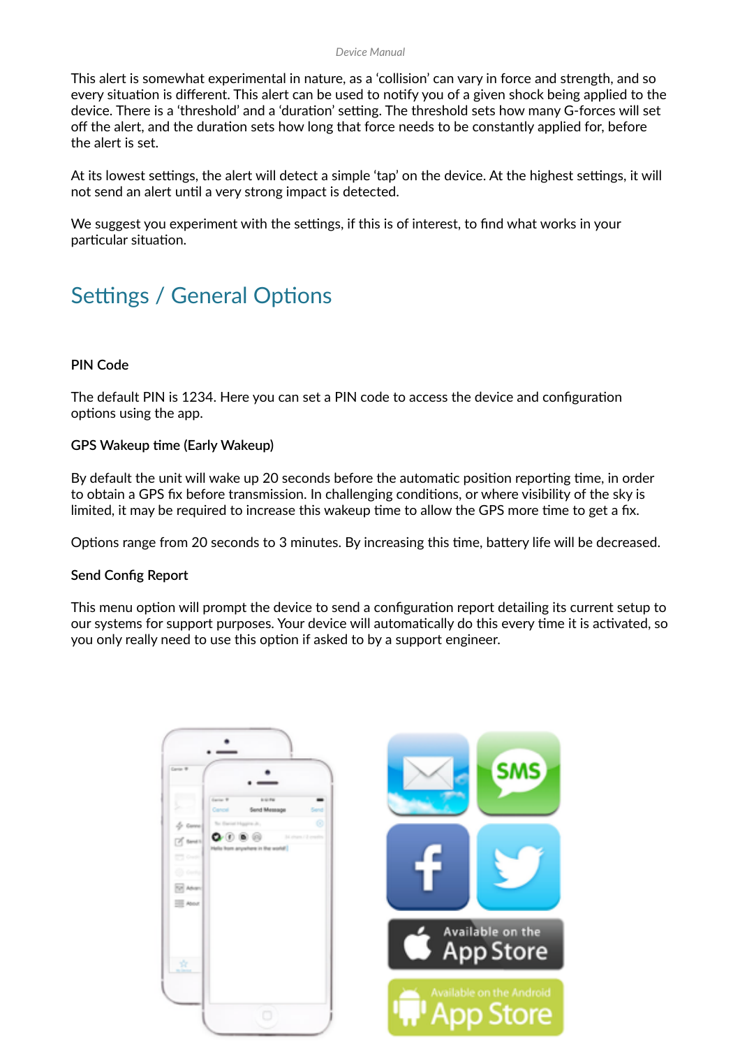This alert is somewhat experimental in nature, as a 'collision' can vary in force and strength, and so every situation is different. This alert can be used to notify you of a given shock being applied to the device. There is a 'threshold' and a 'duration' setting. The threshold sets how many G-forces will set off the alert, and the duration sets how long that force needs to be constantly applied for, before the alert is set.

At its lowest settings, the alert will detect a simple 'tap' on the device. At the highest settings, it will not send an alert until a very strong impact is detected.

We suggest you experiment with the settings, if this is of interest, to find what works in your particular situation.

# Settings / General Options

**PIN Code**

The default PIN is 1234. Here you can set a PIN code to access the device and configuration options using the app.

**GPS Wakeup time (Early Wakeup)**

By default the unit will wake up 20 seconds before the automatic position reporting time, in order to obtain a GPS fix before transmission. In challenging conditions, or where visibility of the sky is limited, it may be required to increase this wakeup time to allow the GPS more time to get a fix.

Options range from 20 seconds to 3 minutes. By increasing this time, battery life will be decreased.

**Send Config Report**

This menu option will prompt the device to send a configuration report detailing its current setup to our systems for support purposes. Your device will automatically do this every time it is activated, so you only really need to use this option if asked to by a support engineer.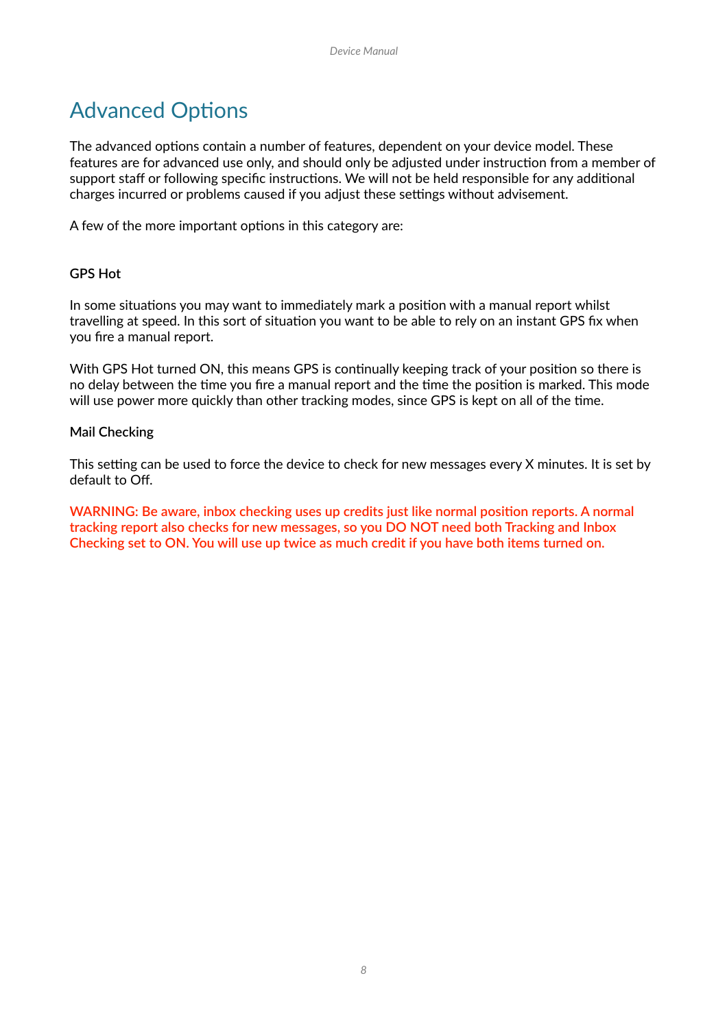# Advanced Options

The advanced options contain a number of features, dependent on your device model. These features are for advanced use only, and should only be adjusted under instruction from a member of support staff or following specific instructions. We will not be held responsible for any additional charges incurred or problems caused if you adjust these settings without advisement.

A few of the more important options in this category are:

### GPS Hot

In some situations you may want to immediately mark a position with a manual report whilst travelling at speed. In this sort of situation you want to be able to rely on an instant GPS fix when you fire a manual report.

With GPS Hot turned ON, this means GPS is continually keeping track of your position so there is no delay between the time you fire a manual report and the time the position is marked. This mode will use power more quickly than other tracking modes, since GPS is kept on all of the time.

### Mail Checking

This setting can be used to force the device to check for new messages every X minutes. It is set by default to Off.

**WARNING: Be aware, inbox checking uses up credits just like normal position reports. A normal tracking report also checks for new messages, so you DO NOT need both Tracking and Inbox Checking set to ON. You will use up twice as much credit if you have both items turned on.**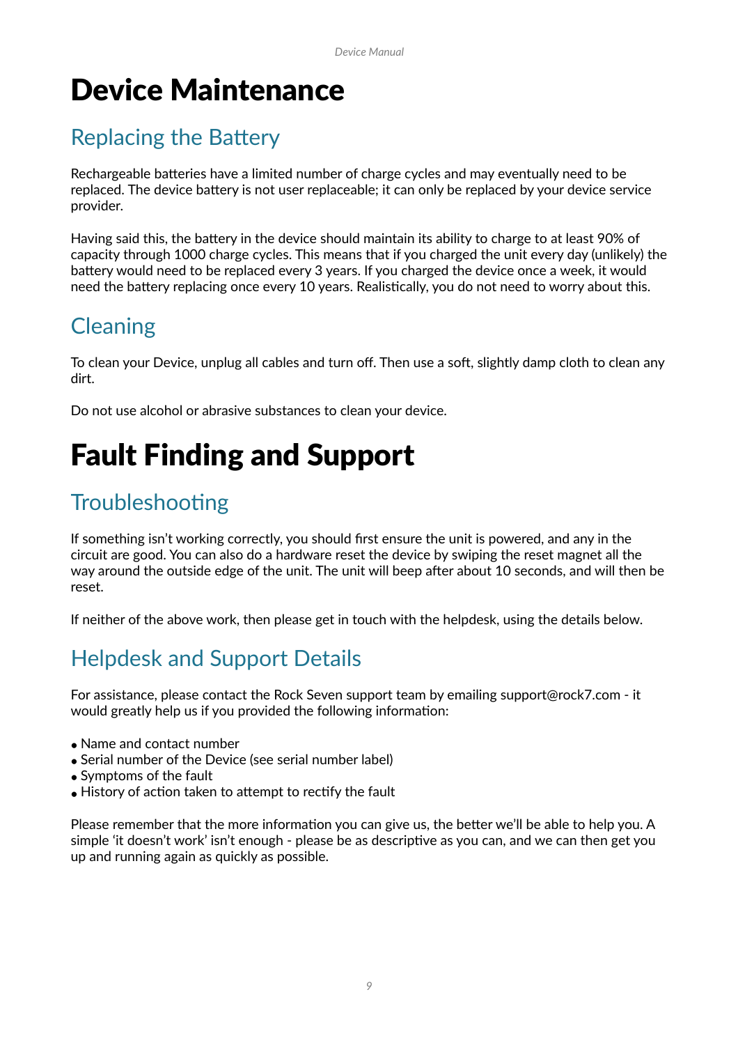# Device Maintenance

## Replacing the Battery

Rechargeable batteries have a limited number of charge cycles and may eventually need to be replaced. The device battery is not user replaceable; it can only be replaced by your device service provider.

Having said this, the battery in the device should maintain its ability to charge to at least 90% of capacity through 1000 charge cycles. This means that if you charged the unit every day (unlikely) the battery would need to be replaced every 3 years. If you charged the device once a week, it would need the battery replacing once every 10 years. Realistically, you do not need to worry about this.

## Cleaning

To clean your Device, unplug all cables and turn off. Then use a soft, slightly damp cloth to clean any dirt.

Do not use alcohol or abrasive substances to clean your device.

# Fault Finding and Support

## Troubleshooting

If something isn't working correctly, you should first ensure the unit is powered, and any in the circuit are good. You can also do a hardware reset the device by swiping the reset magnet all the way around the outside edge of the unit. The unit will beep after about 10 seconds, and will then be reset.

If neither of the above work, then please get in touch with the helpdesk, using the details below.

## Helpdesk and Support Details

For assistance, please contact the Rock Seven support team by emailing support@rock7.com - it would greatly help us if you provided the following information:

- Name and contact number
- Serial number of the Device (see serial number label)
- Symptoms of the fault
- History of action taken to attempt to rectify the fault

Please remember that the more information you can give us, the better we'll be able to help you. A simple 'it doesn't work' isn't enough - please be as descriptive as you can, and we can then get you up and running again as quickly as possible.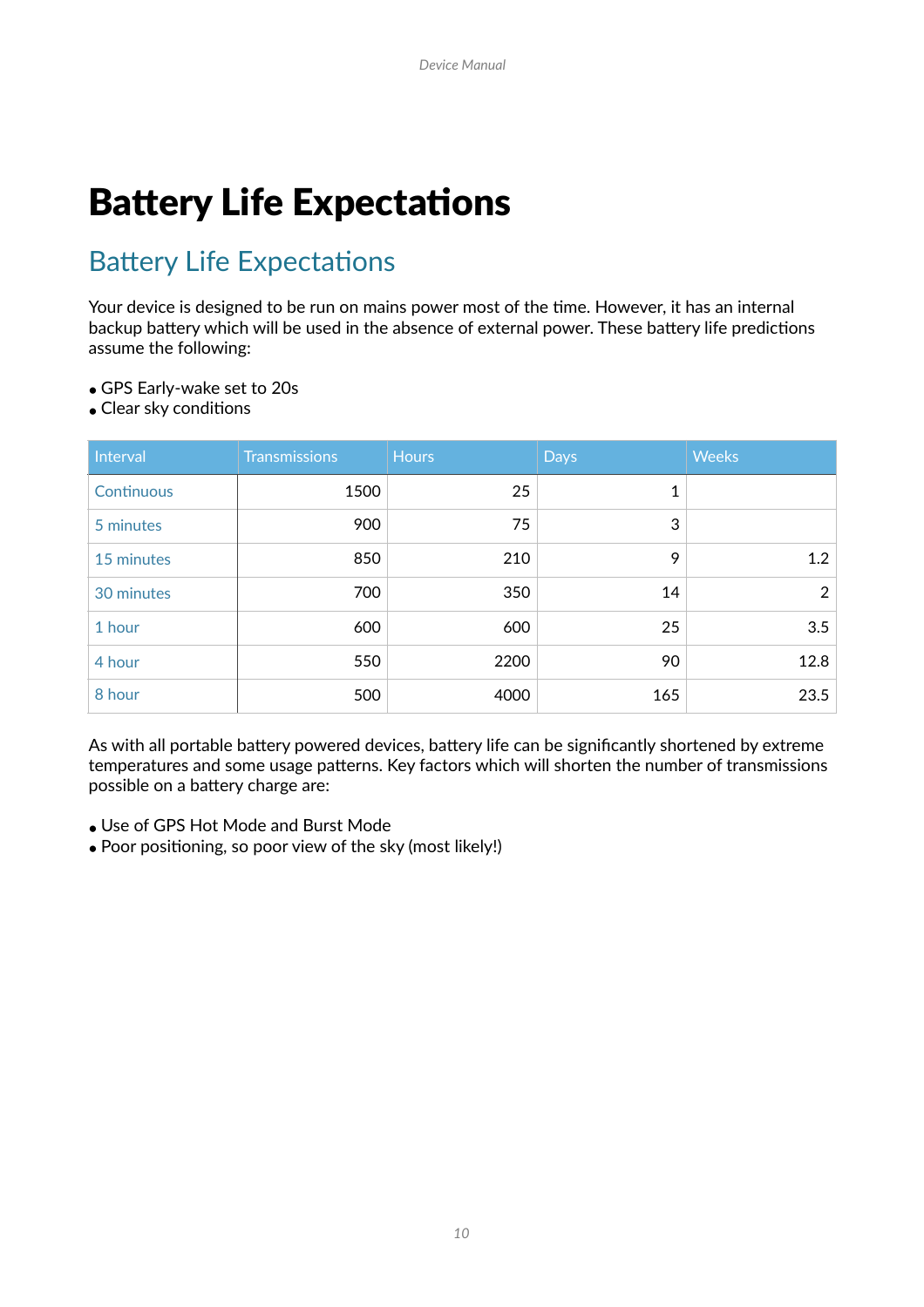# Battery Life Expectations

## Battery Life Expectations

Your device is designed to be run on mains power most of the time. However, it has an internal backup battery which will be used in the absence of external power. These battery life predictions assume the following:

- GPS Early-wake set to 20s
- Clear sky conditions

| Interval | Transmissions | Hours | Days | Weeks |
|---|---|---|---|---|
| Continuous | 1500 | 25 | 1 | |
| 5 minutes | 900 | 75 | 3 | |
| 15 minutes | 850 | 210 | 9 | 1.2 |
| 30 minutes | 700 | 350 | 14 | 2 |
| 1 hour | 600 | 600 | 25 | 3.5 |
| 4 hour | 550 | 2200 | 90 | 12.8 |
| 8 hour | 500 | 4000 | 165 | 23.5 |

As with all portable battery powered devices, battery life can be significantly shortened by extreme temperatures and some usage patterns. Key factors which will shorten the number of transmissions possible on a battery charge are:

- Use of GPS Hot Mode and Burst Mode
- Poor positioning, so poor view of the sky (most likely!)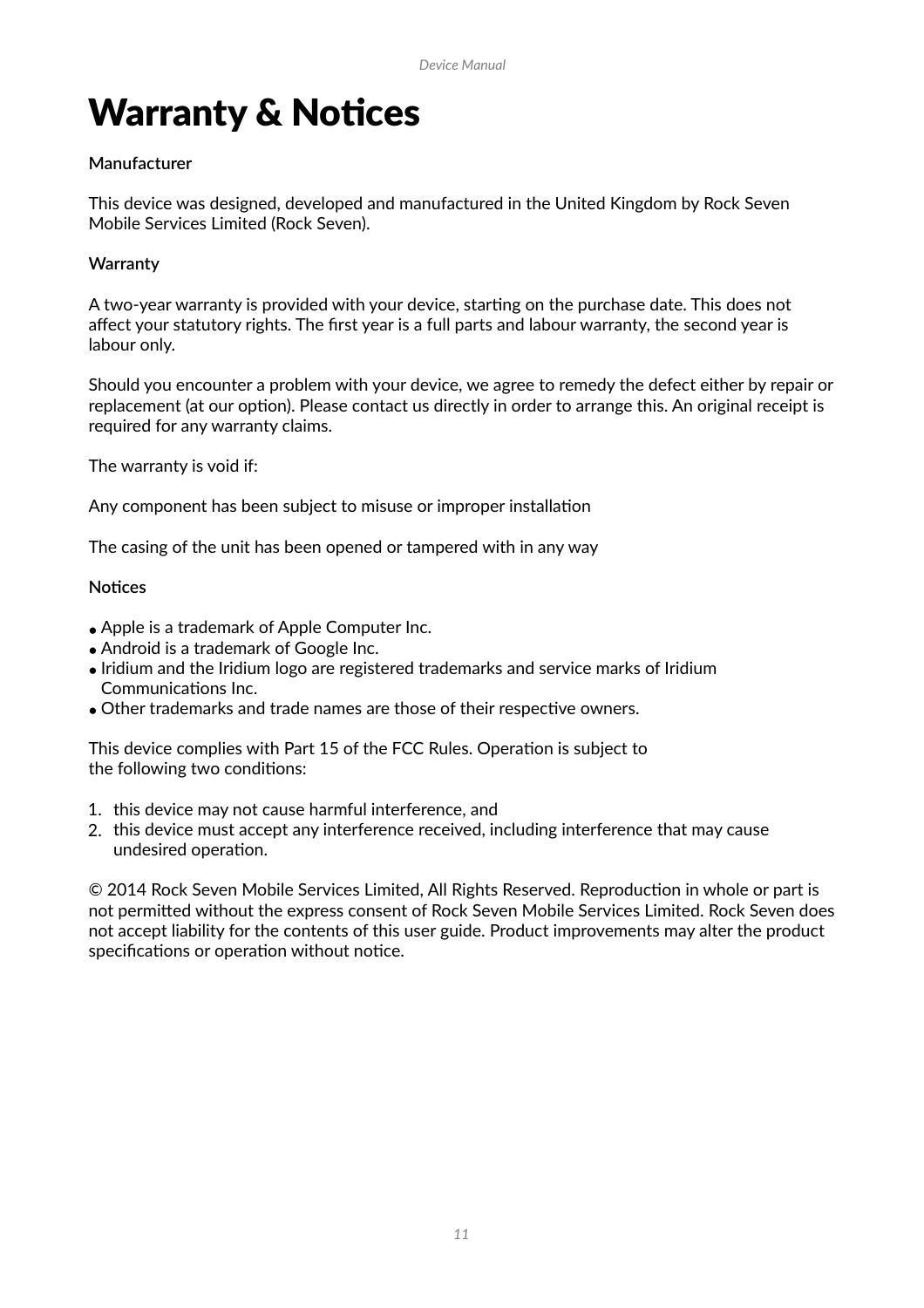# Warranty & Notices

**Manufacturer**

This device was designed, developed and manufactured in the United Kingdom by Rock Seven Mobile Services Limited (Rock Seven).

**Warranty**

A two-year warranty is provided with your device, starting on the purchase date. This does not affect your statutory rights. The first year is a full parts and labour warranty, the second year is labour only.

Should you encounter a problem with your device, we agree to remedy the defect either by repair or replacement (at our option). Please contact us directly in order to arrange this. An original receipt is required for any warranty claims.

The warranty is void if:

Any component has been subject to misuse or improper installation

The casing of the unit has been opened or tampered with in any way

**Notices**

- Apple is a trademark of Apple Computer Inc.
- Android is a trademark of Google Inc.
- Iridium and the Iridium logo are registered trademarks and service marks of Iridium Communications Inc.
- Other trademarks and trade names are those of their respective owners.

This device complies with Part 15 of the FCC Rules. Operation is subject to the following two conditions:

1. this device may not cause harmful interference, and
2. this device must accept any interference received, including interference that may cause undesired operation.

© 2014 Rock Seven Mobile Services Limited, All Rights Reserved. Reproduction in whole or part is not permitted without the express consent of Rock Seven Mobile Services Limited. Rock Seven does not accept liability for the contents of this user guide. Product improvements may alter the product specifications or operation without notice.